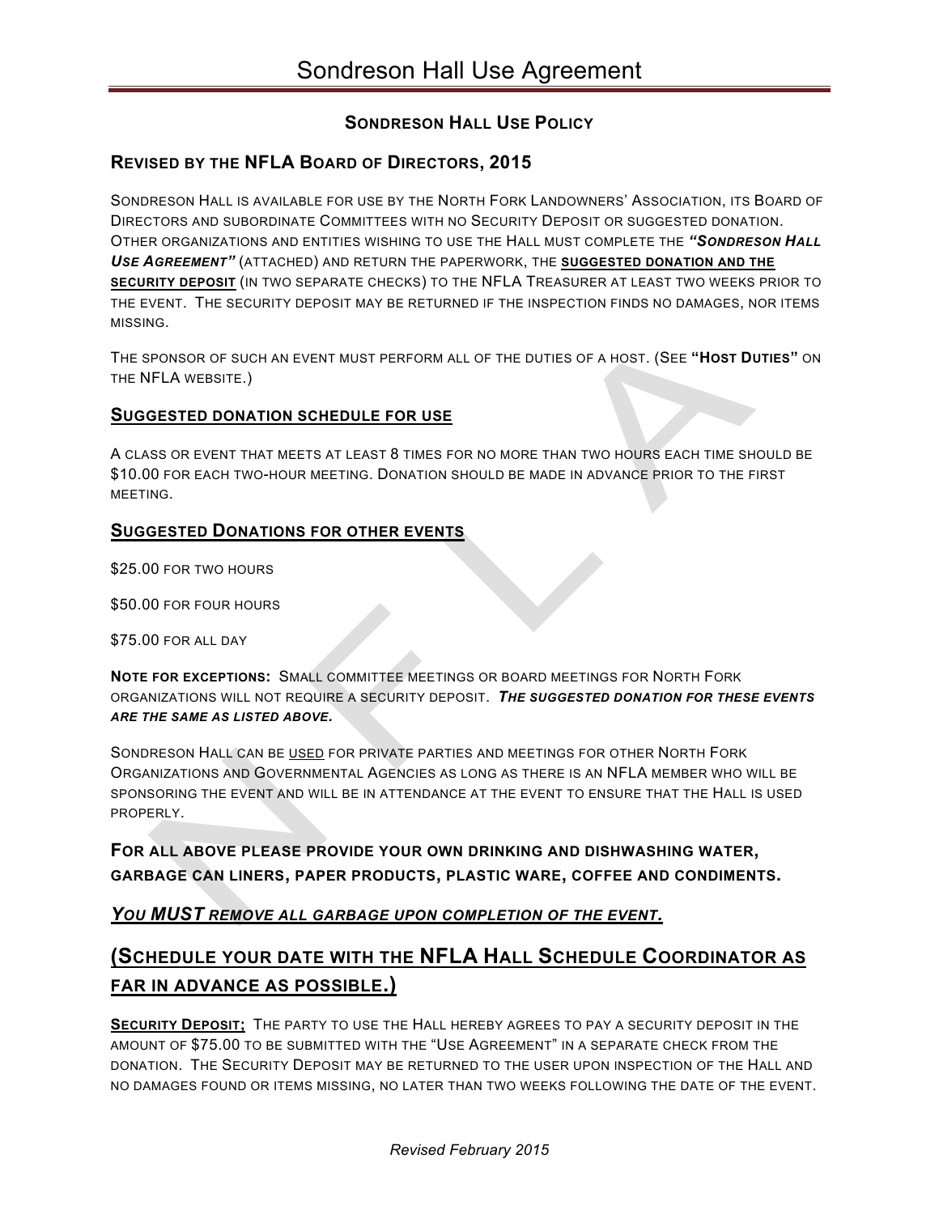# Sondreson Hall Use Agreement

## Sondreson Hall Use Policy

### Revised by the NFLA Board of Directors, 2015

Sondreson Hall is available for use by the North Fork Landowners' Association, its Board of Directors and subordinate Committees with no Security Deposit or suggested donation. Other organizations and entities wishing to use the Hall must complete the ***"Sondreson Hall Use Agreement"*** (attached) and return the paperwork, the **suggested donation and the security deposit** (in two separate checks) to the NFLA Treasurer at least two weeks prior to the event. The security deposit may be returned if the inspection finds no damages, nor items missing.

The sponsor of such an event must perform all of the duties of a host. (See **"Host Duties"** on the NFLA website.)

**Suggested donation schedule for use**

A class or event that meets at least 8 times for no more than two hours each time should be $10.00 for each two-hour meeting. Donation should be made in advance prior to the first meeting.

**Suggested Donations for other events**

$25.00 for two hours

$50.00 for four hours

$75.00 for all day

**Note for exceptions:** Small committee meetings or board meetings for North Fork organizations will not require a security deposit. ***The suggested donation for these events are the same as listed above.***

Sondreson Hall can be used for private parties and meetings for other North Fork Organizations and Governmental Agencies as long as there is an NFLA member who will be sponsoring the event and will be in attendance at the event to ensure that the Hall is used properly.

**For all above please provide your own drinking and dishwashing water, garbage can liners, paper products, plastic ware, coffee and condiments.**

***You MUST remove all garbage upon completion of the event.***

## (Schedule your date with the NFLA Hall Schedule Coordinator as far in advance as possible.)

**Security Deposit;** The party to use the Hall hereby agrees to pay a security deposit in the amount of $75.00 to be submitted with the "Use Agreement" in a separate check from the donation. The Security Deposit may be returned to the user upon inspection of the Hall and no damages found or items missing, no later than two weeks following the date of the event.

*Revised February 2015*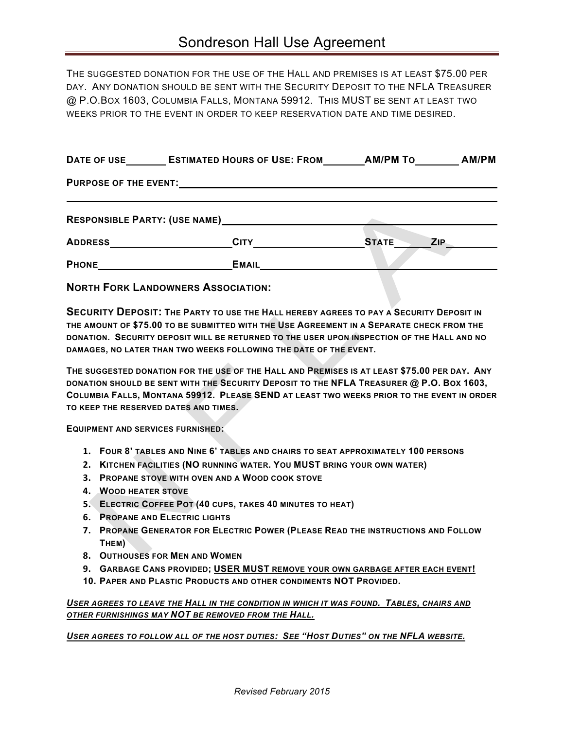# Sondreson Hall Use Agreement

THE SUGGESTED DONATION FOR THE USE OF THE HALL AND PREMISES IS AT LEAST $75.00 PER DAY. ANY DONATION SHOULD BE SENT WITH THE SECURITY DEPOSIT TO THE NFLA TREASURER @ P.O.BOX 1603, COLUMBIA FALLS, MONTANA 59912. THIS MUST BE SENT AT LEAST TWO WEEKS PRIOR TO THE EVENT IN ORDER TO KEEP RESERVATION DATE AND TIME DESIRED.

**DATE OF USE_______ ESTIMATED HOURS OF USE: FROM_______ AM/PM TO_______ AM/PM**

**PURPOSE OF THE EVENT:**______________________________________________

______________________________________________________________

**RESPONSIBLE PARTY: (USE NAME)**________________________________________

**ADDRESS**____________________ **CITY**________________ **STATE**______ **ZIP**________

**PHONE**____________________ **EMAIL**______________________________________

**NORTH FORK LANDOWNERS ASSOCIATION:**

**SECURITY DEPOSIT: THE PARTY TO USE THE HALL HEREBY AGREES TO PAY A SECURITY DEPOSIT IN THE AMOUNT OF $75.00 TO BE SUBMITTED WITH THE USE AGREEMENT IN A SEPARATE CHECK FROM THE DONATION. SECURITY DEPOSIT WILL BE RETURNED TO THE USER UPON INSPECTION OF THE HALL AND NO DAMAGES, NO LATER THAN TWO WEEKS FOLLOWING THE DATE OF THE EVENT.**

**THE SUGGESTED DONATION FOR THE USE OF THE HALL AND PREMISES IS AT LEAST $75.00 PER DAY. ANY DONATION SHOULD BE SENT WITH THE SECURITY DEPOSIT TO THE NFLA TREASURER @ P.O. BOX 1603, COLUMBIA FALLS, MONTANA 59912. PLEASE SEND AT LEAST TWO WEEKS PRIOR TO THE EVENT IN ORDER TO KEEP THE RESERVED DATES AND TIMES.**

**EQUIPMENT AND SERVICES FURNISHED:**

1. **FOUR 8' TABLES AND NINE 6' TABLES AND CHAIRS TO SEAT APPROXIMATELY 100 PERSONS**
2. **KITCHEN FACILITIES (NO RUNNING WATER. YOU MUST BRING YOUR OWN WATER)**
3. **PROPANE STOVE WITH OVEN AND A WOOD COOK STOVE**
4. **WOOD HEATER STOVE**
5. **ELECTRIC COFFEE POT (40 CUPS, TAKES 40 MINUTES TO HEAT)**
6. **PROPANE AND ELECTRIC LIGHTS**
7. **PROPANE GENERATOR FOR ELECTRIC POWER (PLEASE READ THE INSTRUCTIONS AND FOLLOW THEM)**
8. **OUTHOUSES FOR MEN AND WOMEN**
9. **GARBAGE CANS PROVIDED; USER MUST REMOVE YOUR OWN GARBAGE AFTER EACH EVENT!**
10. **PAPER AND PLASTIC PRODUCTS AND OTHER CONDIMENTS NOT PROVIDED.**

***USER AGREES TO LEAVE THE HALL IN THE CONDITION IN WHICH IT WAS FOUND. TABLES, CHAIRS AND OTHER FURNISHINGS MAY NOT BE REMOVED FROM THE HALL.***

***USER AGREES TO FOLLOW ALL OF THE HOST DUTIES: SEE "HOST DUTIES" ON THE NFLA WEBSITE.***

*Revised February 2015*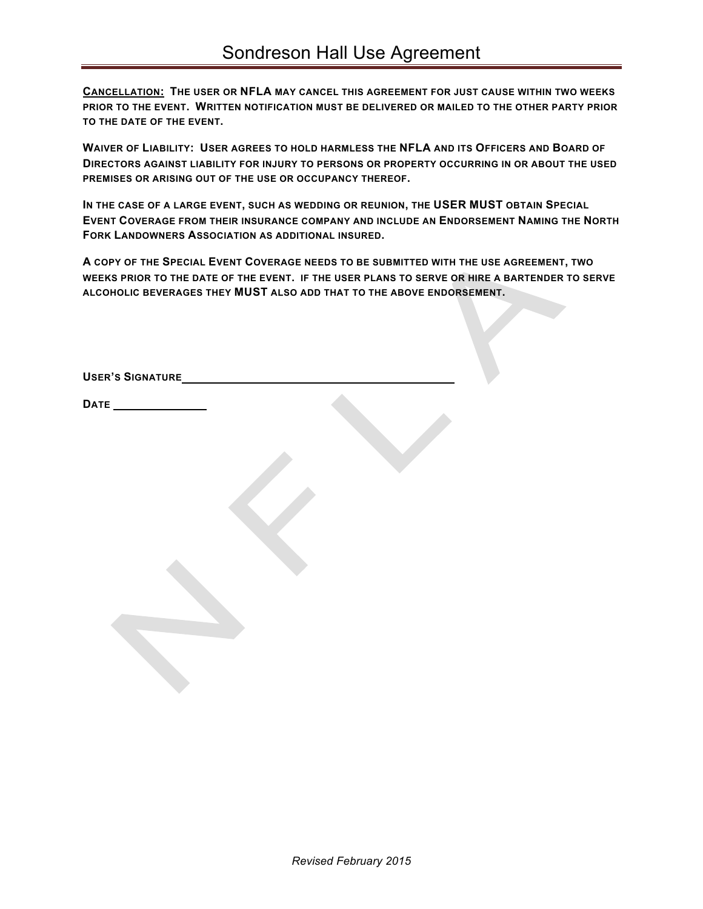**CANCELLATION:** THE USER OR NFLA MAY CANCEL THIS AGREEMENT FOR JUST CAUSE WITHIN TWO WEEKS PRIOR TO THE EVENT. WRITTEN NOTIFICATION MUST BE DELIVERED OR MAILED TO THE OTHER PARTY PRIOR TO THE DATE OF THE EVENT.

**WAIVER OF LIABILITY:** USER AGREES TO HOLD HARMLESS THE NFLA AND ITS OFFICERS AND BOARD OF DIRECTORS AGAINST LIABILITY FOR INJURY TO PERSONS OR PROPERTY OCCURRING IN OR ABOUT THE USED PREMISES OR ARISING OUT OF THE USE OR OCCUPANCY THEREOF.

**IN THE CASE OF A LARGE EVENT, SUCH AS WEDDING OR REUNION, THE USER MUST OBTAIN SPECIAL EVENT COVERAGE FROM THEIR INSURANCE COMPANY AND INCLUDE AN ENDORSEMENT NAMING THE NORTH FORK LANDOWNERS ASSOCIATION AS ADDITIONAL INSURED.**

**A COPY OF THE SPECIAL EVENT COVERAGE NEEDS TO BE SUBMITTED WITH THE USE AGREEMENT, TWO WEEKS PRIOR TO THE DATE OF THE EVENT. IF THE USER PLANS TO SERVE OR HIRE A BARTENDER TO SERVE ALCOHOLIC BEVERAGES THEY MUST ALSO ADD THAT TO THE ABOVE ENDORSEMENT.**

**USER'S SIGNATURE** ______________________________________________

**DATE** _______________

*Revised February 2015*